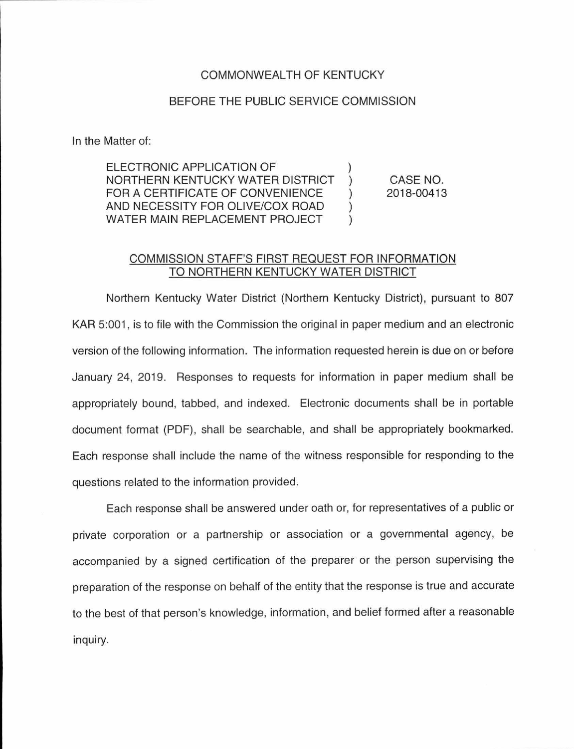COMMONWEALTH OF KENTUCKY

BEFORE THE PUBLIC SERVICE COMMISSION

In the Matter of:

| | | |
|---|---|---|
| ELECTRONIC APPLICATION OF NORTHERN KENTUCKY WATER DISTRICT FOR A CERTIFICATE OF CONVENIENCE AND NECESSITY FOR OLIVE/COX ROAD WATER MAIN REPLACEMENT PROJECT | ) ) ) ) ) | CASE NO. 2018-00413 |

## COMMISSION STAFF'S FIRST REQUEST FOR INFORMATION TO NORTHERN KENTUCKY WATER DISTRICT

Northern Kentucky Water District (Northern Kentucky District), pursuant to 807 KAR 5:001, is to file with the Commission the original in paper medium and an electronic version of the following information. The information requested herein is due on or before January 24, 2019. Responses to requests for information in paper medium shall be appropriately bound, tabbed, and indexed. Electronic documents shall be in portable document format (PDF), shall be searchable, and shall be appropriately bookmarked. Each response shall include the name of the witness responsible for responding to the questions related to the information provided.

Each response shall be answered under oath or, for representatives of a public or private corporation or a partnership or association or a governmental agency, be accompanied by a signed certification of the preparer or the person supervising the preparation of the response on behalf of the entity that the response is true and accurate to the best of that person's knowledge, information, and belief formed after a reasonable inquiry.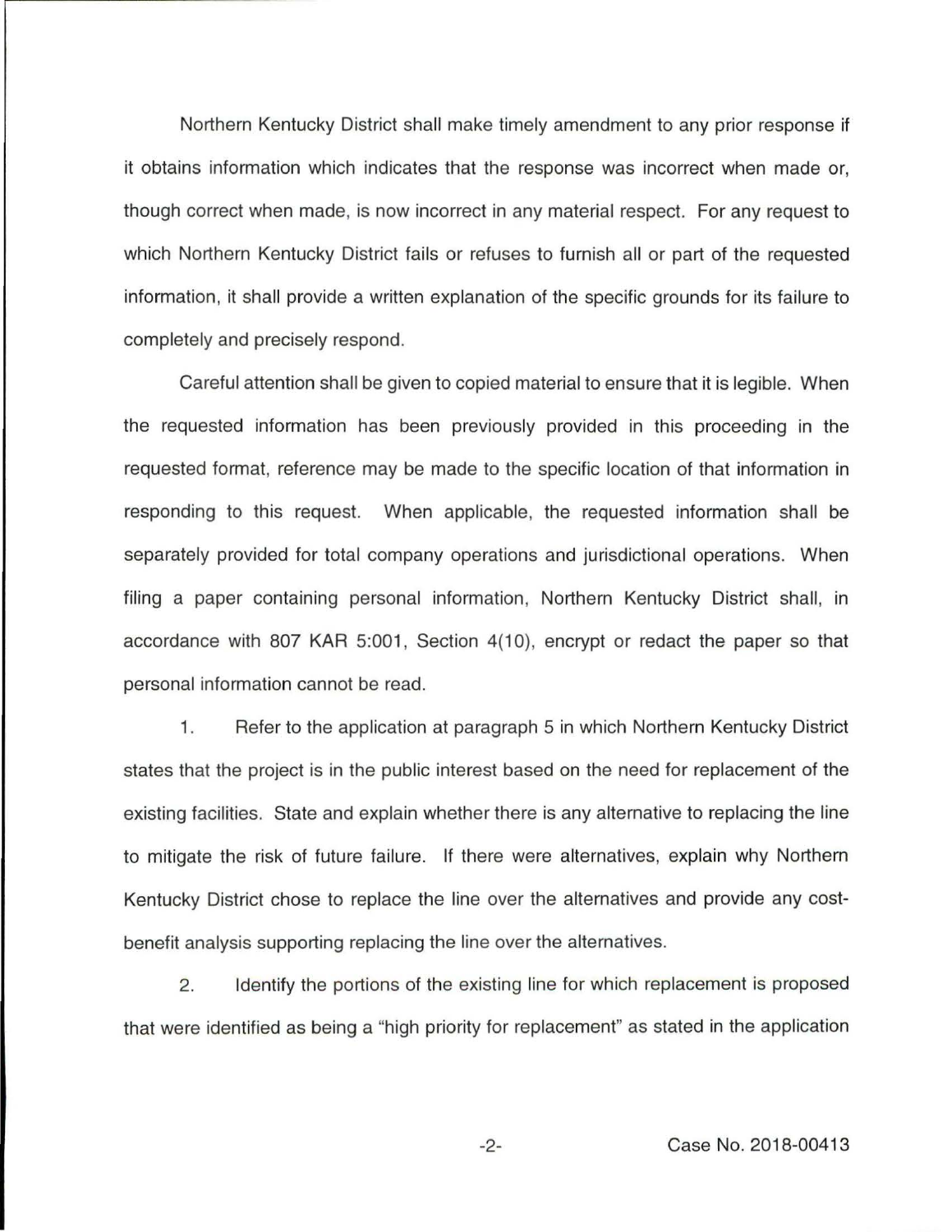Northern Kentucky District shall make timely amendment to any prior response if it obtains information which indicates that the response was incorrect when made or, though correct when made, is now incorrect in any material respect. For any request to which Northern Kentucky District fails or refuses to furnish all or part of the requested information, it shall provide a written explanation of the specific grounds for its failure to completely and precisely respond.

Careful attention shall be given to copied material to ensure that it is legible. When the requested information has been previously provided in this proceeding in the requested format, reference may be made to the specific location of that information in responding to this request. When applicable, the requested information shall be separately provided for total company operations and jurisdictional operations. When filing a paper containing personal information, Northern Kentucky District shall, in accordance with 807 KAR 5:001, Section 4(10), encrypt or redact the paper so that personal information cannot be read.

1. Refer to the application at paragraph 5 in which Northern Kentucky District states that the project is in the public interest based on the need for replacement of the existing facilities. State and explain whether there is any alternative to replacing the line to mitigate the risk of future failure. If there were alternatives, explain why Northern Kentucky District chose to replace the line over the alternatives and provide any cost-benefit analysis supporting replacing the line over the alternatives.

2. Identify the portions of the existing line for which replacement is proposed that were identified as being a "high priority for replacement" as stated in the application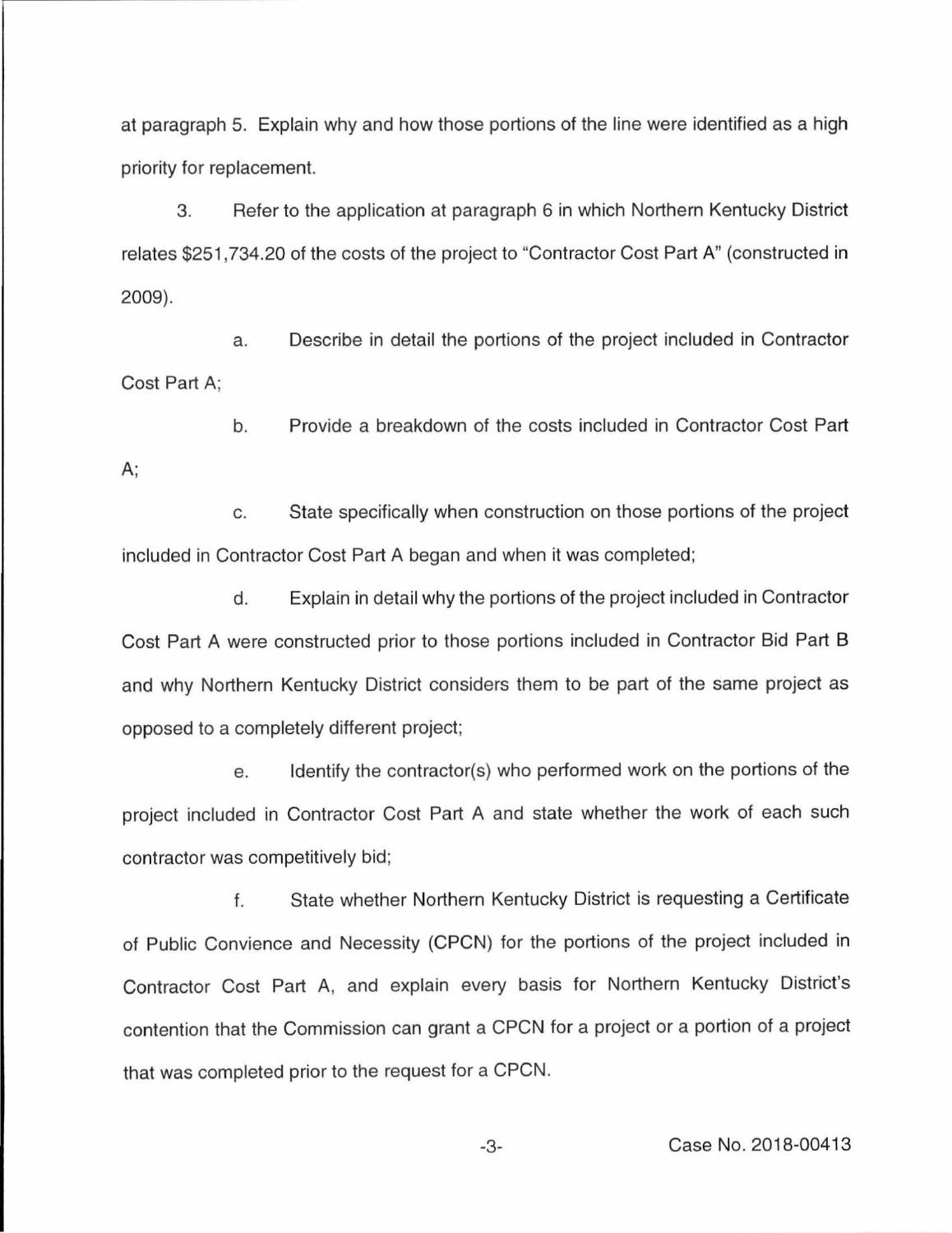at paragraph 5. Explain why and how those portions of the line were identified as a high priority for replacement.

3. Refer to the application at paragraph 6 in which Northern Kentucky District relates $251,734.20 of the costs of the project to "Contractor Cost Part A" (constructed in 2009).

a. Describe in detail the portions of the project included in Contractor Cost Part A;

b. Provide a breakdown of the costs included in Contractor Cost Part A;

c. State specifically when construction on those portions of the project included in Contractor Cost Part A began and when it was completed;

d. Explain in detail why the portions of the project included in Contractor Cost Part A were constructed prior to those portions included in Contractor Bid Part B and why Northern Kentucky District considers them to be part of the same project as opposed to a completely different project;

e. Identify the contractor(s) who performed work on the portions of the project included in Contractor Cost Part A and state whether the work of each such contractor was competitively bid;

f. State whether Northern Kentucky District is requesting a Certificate of Public Convience and Necessity (CPCN) for the portions of the project included in Contractor Cost Part A, and explain every basis for Northern Kentucky District's contention that the Commission can grant a CPCN for a project or a portion of a project that was completed prior to the request for a CPCN.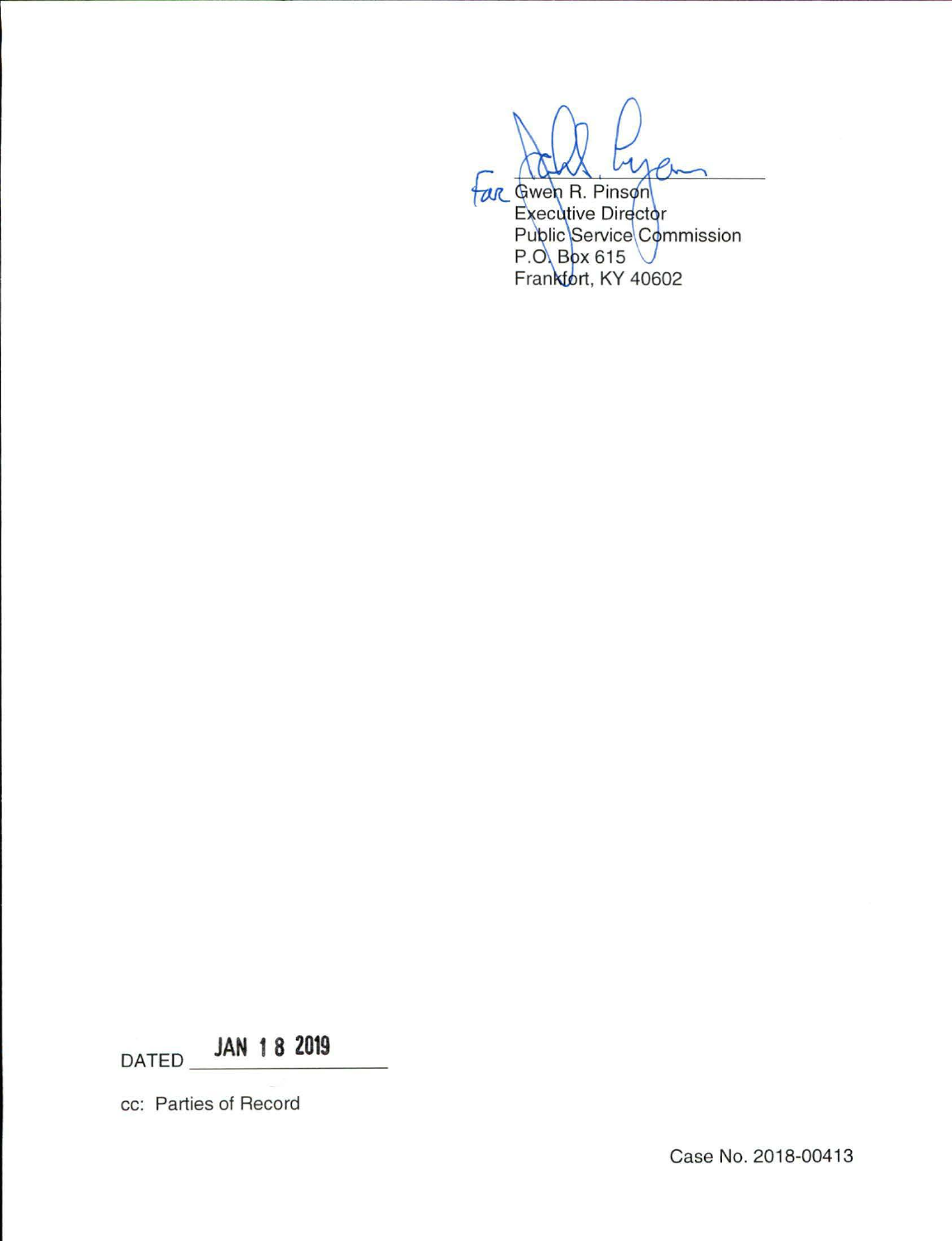for Gwen R. Pinson
Executive Director
Public Service Commission
P.O. Box 615
Frankfort, KY 40602

DATED JAN 18 2019

cc: Parties of Record

Case No. 2018-00413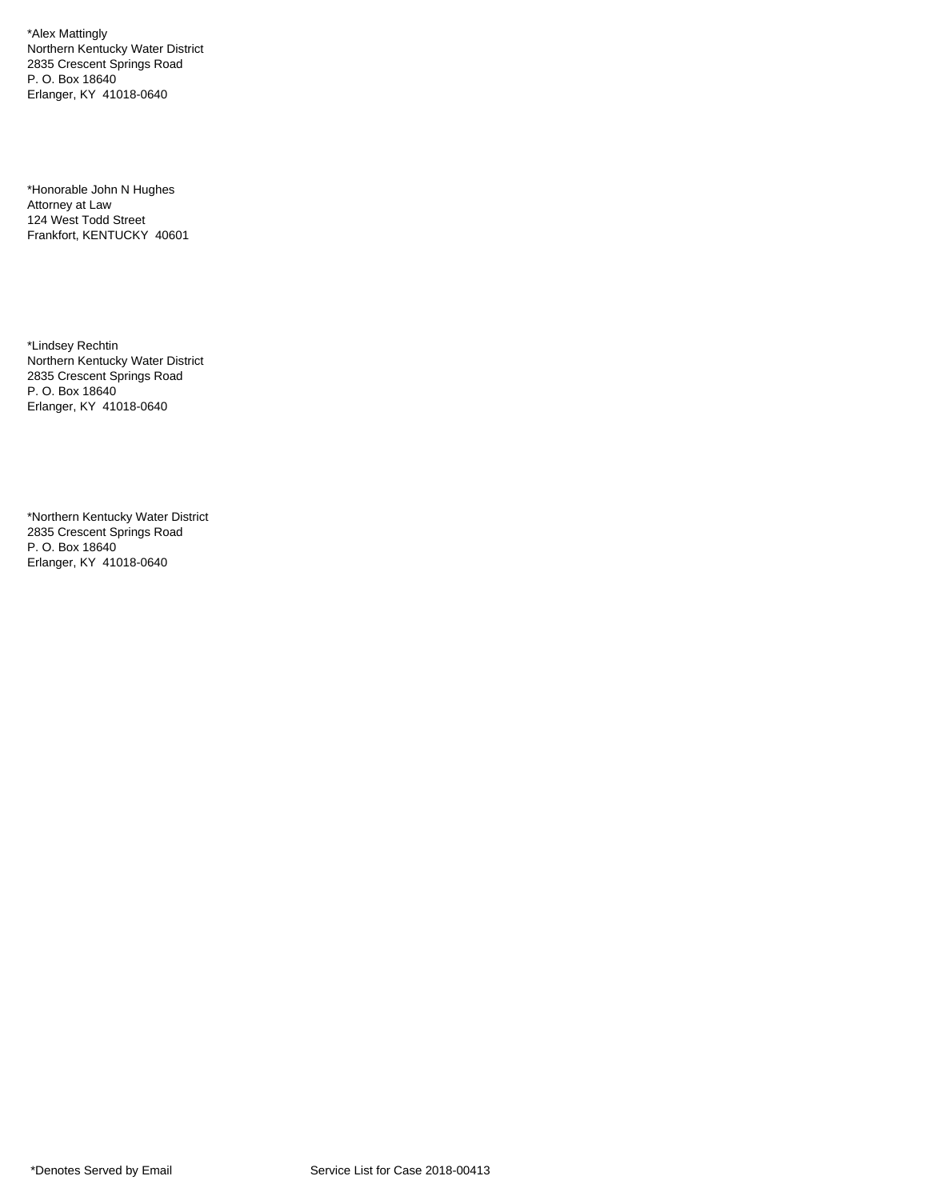*Alex Mattingly
Northern Kentucky Water District
2835 Crescent Springs Road
P. O. Box 18640
Erlanger, KY  41018-0640

*Honorable John N Hughes
Attorney at Law
124 West Todd Street
Frankfort, KENTUCKY  40601

*Lindsey Rechtin
Northern Kentucky Water District
2835 Crescent Springs Road
P. O. Box 18640
Erlanger, KY  41018-0640

*Northern Kentucky Water District
2835 Crescent Springs Road
P. O. Box 18640
Erlanger, KY  41018-0640

*Denotes Served by Email

Service List for Case 2018-00413